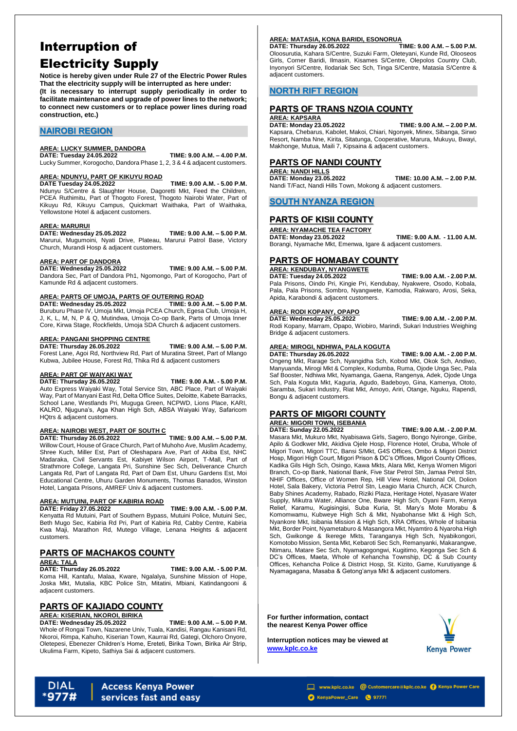# Interruption of Electricity Supply

**Notice is hereby given under Rule 27 of the Electric Power Rules That the electricity supply will be interrupted as here under:**
**(It is necessary to interrupt supply periodically in order to facilitate maintenance and upgrade of power lines to the network; to connect new customers or to replace power lines during road construction, etc.)**

## NAIROBI REGION

**AREA: LUCKY SUMMER, DANDORA**
**DATE: Tuesday 24.05.2022** **TIME: 9.00 A.M. – 4.00 P.M.**
Lucky Summer, Korogocho, Dandora Phase 1, 2, 3 & 4 & adjacent customers.

**AREA: NDUNYU, PART OF KIKUYU ROAD**
**DATE Tuesday 24.05.2022** **TIME: 9.00 A.M. - 5.00 P.M.**
Ndunyu S/Centre & Slaughter House, Dagoretti Mkt, Feed the Children, PCEA Ruthimitu, Part of Thogoto Forest, Thogoto Nairobi Water, Part of Kikuyu Rd, Kikuyu Campus, Quickmart Waithaka, Part of Waithaka, Yellowstone Hotel & adjacent customers.

**AREA: MARURUI**
**DATE: Wednesday 25.05.2022** **TIME: 9.00 A.M. – 5.00 P.M.**
Marurui, Mugumoini, Nyati Drive, Plateau, Marurui Patrol Base, Victory Church, Murandi Hosp & adjacent customers.

**AREA: PART OF DANDORA**
**DATE: Wednesday 25.05.2022** **TIME: 9.00 A.M. – 5.00 P.M.**
Dandora Sec, Part of Dandora Ph1, Ngomongo, Part of Korogocho, Part of Kamunde Rd & adjacent customers.

**AREA: PARTS OF UMOJA, PARTS OF OUTERING ROAD**
**DATE: Wednesday 25.05.2022** **TIME: 9.00 A.M. – 5.00 P.M.**
Buruburu Phase IV, Umoja Mkt, Umoja PCEA Church, Egesa Club, Umoja H, J, K, L, M, N, P & Q, Mutindwa, Umoja Co-op Bank, Parts of Umoja Inner Core, Kirwa Stage, Rockfields, Umoja SDA Church & adjacent customers.

**AREA: PANGANI SHOPPING CENTRE**
**DATE: Thursday 26.05.2022** **TIME: 9.00 A.M. – 5.00 P.M.**
Forest Lane, Agoi Rd, Northview Rd, Part of Muratina Street, Part of Mlango Kubwa, Jubilee House, Forest Rd, Thika Rd & adjacent customers

**AREA: PART OF WAIYAKI WAY**
**DATE: Thursday 26.05.2022** **TIME: 9.00 A.M. - 5.00 P.M.**
Auto Express Waiyaki Way, Total Service Stn, ABC Place, Part of Waiyaki Way, Part of Manyani East Rd, Delta Office Suites, Deloitte, Kabete Barracks, School Lane, Westlands Pri, Muguga Green, NCPWD, Lions Place, KARI, KALRO, Njuguna's, Aga Khan High Sch, ABSA Waiyaki Way, Safaricom HQtrs & adjacent customers.

**AREA: NAIROBI WEST, PART OF SOUTH C**
**DATE: Thursday 26.05.2022** **TIME: 9.00 A.M. – 5.00 P.M.**
Willow Court, House of Grace Church, Part of Muhoho Ave, Muslim Academy, Shree Kuch, Miller Est, Part of Oleshapara Ave, Part of Akiba Est, NHC Madaraka, Civil Servants Est, Kabiyet Wilson Airport, T-Mall, Part of Strathmore College, Langata Pri, Sunshine Sec Sch, Deliverance Church Langata Rd, Part of Langata Rd, Part of Dam Est, Uhuru Gardens Est, Moi Educational Centre, Uhuru Garden Monuments, Thomas Banados, Winston Hotel, Langata Prisons, AMREF Univ & adjacent customers.

**AREA: MUTUINI, PART OF KABIRIA ROAD**
**DATE: Friday 27.05.2022** **TIME: 9.00 A.M. - 5.00 P.M.**
Kenyatta Rd Mutuini, Part of Southern Bypass, Mutuini Police, Mutuini Sec, Beth Mugo Sec, Kabiria Rd Pri, Part of Kabiria Rd, Cabby Centre, Kabiria Kwa Maji, Marathon Rd, Mutego Village, Lenana Heights & adjacent customers.

### PARTS OF MACHAKOS COUNTY

**AREA: TALA**
**DATE: Thursday 26.05.2022** **TIME: 9.00 A.M. - 5.00 P.M.**
Koma Hill, Kantafu, Malaa, Kware, Ngalalya, Sunshine Mission of Hope, Joska Mkt, Mutalia, KBC Police Stn, Mitatini, Mbiani, Katindangooni & adjacent customers.

### PARTS OF KAJIADO COUNTY

**AREA: KISERIAN, NKOROI, BIRIKA**
**DATE: Wednesday 25.05.2022** **TIME: 9.00 A.M. – 5.00 P.M.**
Whole of Rongai Town, Nazarene Univ, Tuala, Kandisi, Rangau Kanisani Rd, Nkoroi, Rimpa, Kahuho, Kiserian Town, Kaurrai Rd, Gategi, Olchoro Onyore, Oletepesi, Ebenezer Children's Home, Ereteti, Birika Town, Birika Air Strip, Ukulima Farm, Kipeto, Sathiya Sai & adjacent customers.

**AREA: MATASIA, KONA BARIDI, ESONORUA**
**DATE: Thursday 26.05.2022** **TIME: 9.00 A.M. – 5.00 P.M.**
Oloosurutia, Kahara S/Centre, Suzuki Farm, Oleteyani, Kunde Rd, Olooseos Girls, Corner Baridi, Ilmasin, Kisames S/Centre, Olepolos Country Club, Inyonyori S/Centre, Ilodariak Sec Sch, Tinga S/Centre, Matasia S/Centre & adjacent customers.

## NORTH RIFT REGION

### PARTS OF TRANS NZOIA COUNTY

**AREA: KAPSARA**
**DATE: Monday 23.05.2022** **TIME: 9.00 A.M. – 2.00 P.M.**
Kapsara, Chebarus, Kabolet, Makoi, Chiari, Ngonyek, Minex, Sibanga, Sirwo Resort, Namba Nne, Kirita, Sitatunga, Cooperative, Marura, Mukuyu, Bwayi, Makhonge, Mutua, Maili 7, Kipsaina & adjacent customers.

### PARTS OF NANDI COUNTY

**AREA: NANDI HILLS**
**DATE: Monday 23.05.2022** **TIME: 10.00 A.M. – 2.00 P.M.**
Nandi T/Fact, Nandi Hills Town, Mokong & adjacent customers.

## SOUTH NYANZA REGION

### PARTS OF KISII COUNTY

**AREA: NYAMACHE TEA FACTORY**
**DATE: Monday 23.05.2022** **TIME: 9.00 A.M. - 11.00 A.M.**
Borangi, Nyamache Mkt, Emenwa, Igare & adjacent customers.

### PARTS OF HOMABAY COUNTY

**AREA: KENDUBAY, NYANGWETE**
**DATE: Tuesday 24.05.2022** **TIME: 9.00 A.M. - 2.00 P.M.**
Pala Prisons, Oindo Pri, Kingie Pri, Kendubay, Nyakwere, Osodo, Kobala, Pala, Pala Prisons, Sombro, Nyangwete, Kamodia, Rakwaro, Arosi, Seka, Apida, Karabondi & adjacent customers.

**AREA: RODI KOPANY, OPAPO**
**DATE: Wednesday 25.05.2022** **TIME: 9.00 A.M. - 2.00 P.M.**
Rodi Kopany, Marram, Opapo, Wiobiro, Marindi, Sukari Industries Weighing Bridge & adjacent customers.

**AREA: MIROGI, NDHIWA, PALA KOGUTA**
**DATE: Thursday 26.05.2022** **TIME: 9.00 A.M. - 2.00 P.M.**
Ongeng Mkt, Rarage Sch, Nyangidha Sch, Kobod Mkt, Okok Sch, Andiwo, Manyuanda, Mirogi Mkt & Complex, Kodumba, Ruma, Ojode Unga Sec, Pala Saf Booster, Ndhiwa Mkt, Nyamanga, Gaena, Rangenya, Adek, Ojode Unga Sch, Pala Koguta Mkt, Kaguria, Agudo, Badeboyo, Gina, Kamenya, Ototo, Saramba, Sukari Industry, Riat Mkt, Amoyo, Ariri, Otange, Nguku, Rapendi, Bongu & adjacent customers.

### PARTS OF MIGORI COUNTY

**AREA: MIGORI TOWN, ISEBANIA**
**DATE: Sunday 22.05.2022** **TIME: 9.00 A.M. - 2.00 P.M.**
Masara Mkt, Mukuro Mkt, Nyabisawa Girls, Sagero, Bongo Nyironge, Giribe, Apilo & Godkwer Mkt, Akidiva Ojele Hosp, Florence Hotel, Oruba, Whole of Migori Town, Migori TTC, Bansi S/Mkt, G4S Offices, Ombo & Migori District Hosp, Migori High Court, Migori Prison & DC's Offices, Migori County Offices, Kadika Gils High Sch, Osingo, Kawa Mkts, Alara Mkt, Kenya Women Migori Branch, Co-op Bank, National Bank, Five Star Petrol Stn, Jamaa Petrol Stn, NHIF Offices, Office of Women Rep, Hill View Hotel, National Oil, Dolion Hotel, Sala Bakery, Victoria Petrol Stn, Leagio Maria Church, ACK Church, Baby Shines Academy, Rabado, Riziki Plaza, Heritage Hotel, Nyasare Water Supply, Mikutra Water, Alliance One, Bware High Sch, Oyani Farm, Kenya Relief, Karamu, Kugisingisi, Suba Kuria, St. Mary's Mote Morabu & Komomwamu, Kubweye High Sch & Mkt, Nyabohanse Mkt & High Sch, Nyankore Mkt, Isibania Mission & High Sch, KRA Offices, Whole of Isibania Mkt, Border Point, Nyametaburo & Masangora Mkt, Nyamtiro & Nyaroha High Sch, Gwikonge & Ikerege Mkts, Taranganya High Sch, Nyabikongori, Komotobo Mission, Senta Mkt, Kebaroti Sec Sch, Remanyanki, Makarangwe, Ntimaru, Matare Sec Sch, Nyamagogongwi, Kugitimo, Kegonga Sec Sch & DC's Offices, Maeta, Whole of Kehancha Township, DC & Sub County Offices, Kehancha Police & District Hosp, St. Kizito, Game, Kurutiyange & Nyamagagana, Masaba & Getong'anya Mkt & adjacent customers.

**For further information, contact the nearest Kenya Power office**

**Interruption notices may be viewed at** **www.kplc.co.ke**

Kenya Power

DIAL *977# | Access Kenya Power services fast and easy

www.kplc.co.ke | Customercare@kplc.co.ke | Kenya Power Care | KenyaPower_Care | 97771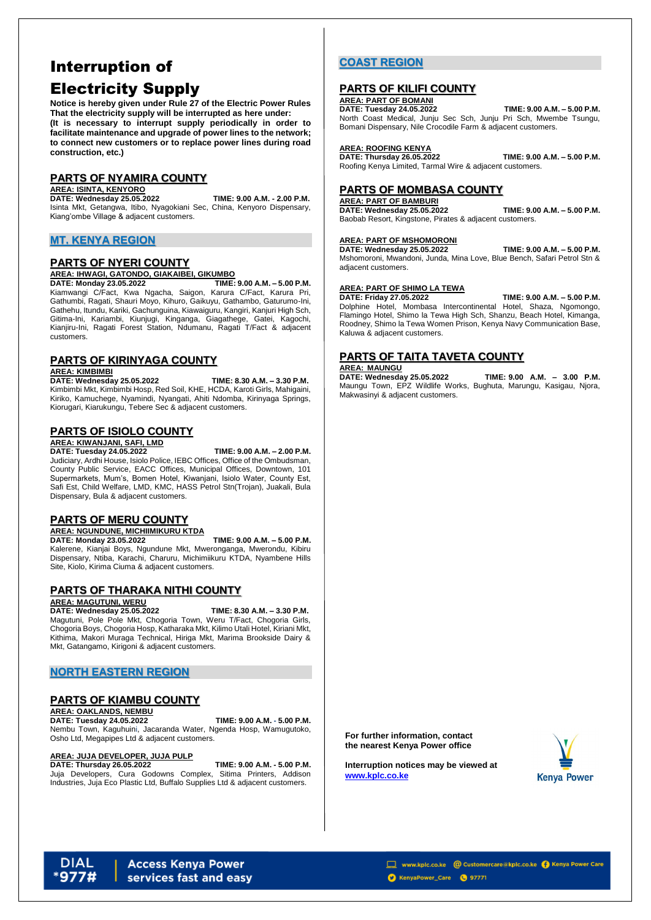# Interruption of Electricity Supply

**Notice is hereby given under Rule 27 of the Electric Power Rules That the electricity supply will be interrupted as here under:**
**(It is necessary to interrupt supply periodically in order to facilitate maintenance and upgrade of power lines to the network; to connect new customers or to replace power lines during road construction, etc.)**

## PARTS OF NYAMIRA COUNTY

**AREA: ISINTA, KENYORO**
**DATE: Wednesday 25.05.2022** **TIME: 9.00 A.M. - 2.00 P.M.**
Isinta Mkt, Getangwa, Itibo, Nyagokiani Sec, China, Kenyoro Dispensary, Kiang'ombe Village & adjacent customers.

## MT. KENYA REGION

## PARTS OF NYERI COUNTY

**AREA: IHWAGI, GATONDO, GIAKAIBEI, GIKUMBO**
**DATE: Monday 23.05.2022** **TIME: 9.00 A.M. – 5.00 P.M.**
Kiamwangi C/Fact, Kwa Ngacha, Saigon, Karura C/Fact, Karura Pri, Gathumbi, Ragati, Shauri Moyo, Kihuro, Gaikuyu, Gathambo, Gaturumo-Ini, Gathehu, Itundu, Kariki, Gachunguina, Kiawaiguru, Kangiri, Kanjuri High Sch, Gitima-Ini, Kariambi, Kiunjugi, Kinganga, Giagathege, Gatei, Kagochi, Kianjiru-Ini, Ragati Forest Station, Ndumanu, Ragati T/Fact & adjacent customers.

## PARTS OF KIRINYAGA COUNTY

**AREA: KIMBIMBI**
**DATE: Wednesday 25.05.2022** **TIME: 8.30 A.M. – 3.30 P.M.**
Kimbimbi Mkt, Kimbimbi Hosp, Red Soil, KHE, HCDA, Karoti Girls, Mahigaini, Kiriko, Kamuchege, Nyamindi, Nyangati, Ahiti Ndomba, Kirinyaga Springs, Kiorugari, Kiarukungu, Tebere Sec & adjacent customers.

## PARTS OF ISIOLO COUNTY

**AREA: KIWANJANI, SAFI, LMD**
**DATE: Tuesday 24.05.2022** **TIME: 9.00 A.M. – 2.00 P.M.**
Judiciary, Ardhi House, Isiolo Police, IEBC Offices, Office of the Ombudsman, County Public Service, EACC Offices, Municipal Offices, Downtown, 101 Supermarkets, Mum's, Bomen Hotel, Kiwanjani, Isiolo Water, County Est, Safi Est, Child Welfare, LMD, KMC, HASS Petrol Stn(Trojan), Juakali, Bula Dispensary, Bula & adjacent customers.

## PARTS OF MERU COUNTY

**AREA: NGUNDUNE, MICHIIMIKURU KTDA**
**DATE: Monday 23.05.2022** **TIME: 9.00 A.M. – 5.00 P.M.**
Kalerene, Kianjai Boys, Ngundune Mkt, Mweronganga, Mwerondu, Kibiru Dispensary, Ntiba, Karachi, Charuru, Michimiikuru KTDA, Nyambene Hills Site, Kiolo, Kirima Ciuma & adjacent customers.

## PARTS OF THARAKA NITHI COUNTY

**AREA: MAGUTUNI, WERU**
**DATE: Wednesday 25.05.2022** **TIME: 8.30 A.M. – 3.30 P.M.**
Magutuni, Pole Pole Mkt, Chogoria Town, Weru T/Fact, Chogoria Girls, Chogoria Boys, Chogoria Hosp, Katharaka Mkt, Kilimo Utali Hotel, Kiriani Mkt, Kithima, Makori Muraga Technical, Hiriga Mkt, Marima Brookside Dairy & Mkt, Gatangamo, Kirigoni & adjacent customers.

## NORTH EASTERN REGION

## PARTS OF KIAMBU COUNTY

**AREA: OAKLANDS, NEMBU**
**DATE: Tuesday 24.05.2022** **TIME: 9.00 A.M. - 5.00 P.M.**
Nembu Town, Kaguhuini, Jacaranda Water, Ngenda Hosp, Wamugutoko, Osho Ltd, Megapipes Ltd & adjacent customers.

**AREA: JUJA DEVELOPER, JUJA PULP**
**DATE: Thursday 26.05.2022** **TIME: 9.00 A.M. - 5.00 P.M.**
Juja Developers, Cura Godowns Complex, Sitima Printers, Addison Industries, Juja Eco Plastic Ltd, Buffalo Supplies Ltd & adjacent customers.

## COAST REGION

## PARTS OF KILIFI COUNTY

**AREA: PART OF BOMANI**
**DATE: Tuesday 24.05.2022** **TIME: 9.00 A.M. – 5.00 P.M.**
North Coast Medical, Junju Sec Sch, Junju Pri Sch, Mwembe Tsungu, Bomani Dispensary, Nile Crocodile Farm & adjacent customers.

**AREA: ROOFING KENYA**
**DATE: Thursday 26.05.2022** **TIME: 9.00 A.M. – 5.00 P.M.**
Roofing Kenya Limited, Tarmal Wire & adjacent customers.

## PARTS OF MOMBASA COUNTY

**AREA: PART OF BAMBURI**
**DATE: Wednesday 25.05.2022** **TIME: 9.00 A.M. – 5.00 P.M.**
Baobab Resort, Kingstone, Pirates & adjacent customers.

**AREA: PART OF MSHOMORONI**
**DATE: Wednesday 25.05.2022** **TIME: 9.00 A.M. – 5.00 P.M.**
Mshomoroni, Mwandoni, Junda, Mina Love, Blue Bench, Safari Petrol Stn & adjacent customers.

**AREA: PART OF SHIMO LA TEWA**
**DATE: Friday 27.05.2022** **TIME: 9.00 A.M. – 5.00 P.M.**
Dolphine Hotel, Mombasa Intercontinental Hotel, Shaza, Ngomongo, Flamingo Hotel, Shimo la Tewa High Sch, Shanzu, Beach Hotel, Kimanga, Roodney, Shimo la Tewa Women Prison, Kenya Navy Communication Base, Kaluwa & adjacent customers.

## PARTS OF TAITA TAVETA COUNTY

**AREA: MAUNGU**
**DATE: Wednesday 25.05.2022** **TIME: 9.00 A.M. – 3.00 P.M.**
Maungu Town, EPZ Wildlife Works, Bughuta, Marungu, Kasigau, Njora, Makwasinyi & adjacent customers.

**For further information, contact the nearest Kenya Power office**

**Interruption notices may be viewed at [www.kplc.co.ke](http://www.kplc.co.ke)**

Kenya Power

DIAL *977# | Access Kenya Power services fast and easy

www.kplc.co.ke | Customercare@kplc.co.ke | Kenya Power Care | KenyaPower_Care | 97771